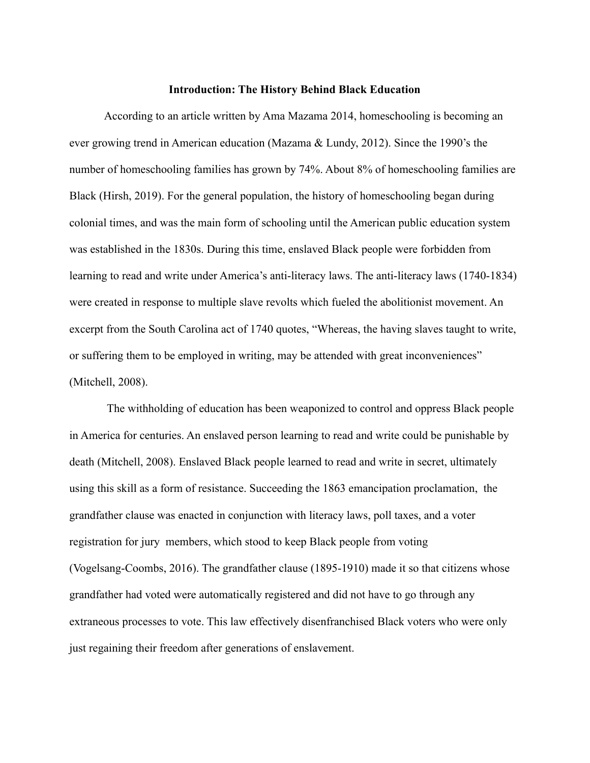## Introduction: The History Behind Black Education

According to an article written by Ama Mazama 2014, homeschooling is becoming an ever growing trend in American education (Mazama & Lundy, 2012). Since the 1990's the number of homeschooling families has grown by 74%. About 8% of homeschooling families are Black (Hirsh, 2019). For the general population, the history of homeschooling began during colonial times, and was the main form of schooling until the American public education system was established in the 1830s. During this time, enslaved Black people were forbidden from learning to read and write under America's anti-literacy laws. The anti-literacy laws (1740-1834) were created in response to multiple slave revolts which fueled the abolitionist movement. An excerpt from the South Carolina act of 1740 quotes, "Whereas, the having slaves taught to write, or suffering them to be employed in writing, may be attended with great inconveniences" (Mitchell, 2008).

The withholding of education has been weaponized to control and oppress Black people in America for centuries. An enslaved person learning to read and write could be punishable by death (Mitchell, 2008). Enslaved Black people learned to read and write in secret, ultimately using this skill as a form of resistance. Succeeding the 1863 emancipation proclamation, the grandfather clause was enacted in conjunction with literacy laws, poll taxes, and a voter registration for jury members, which stood to keep Black people from voting (Vogelsang-Coombs, 2016). The grandfather clause (1895-1910) made it so that citizens whose grandfather had voted were automatically registered and did not have to go through any extraneous processes to vote. This law effectively disenfranchised Black voters who were only just regaining their freedom after generations of enslavement.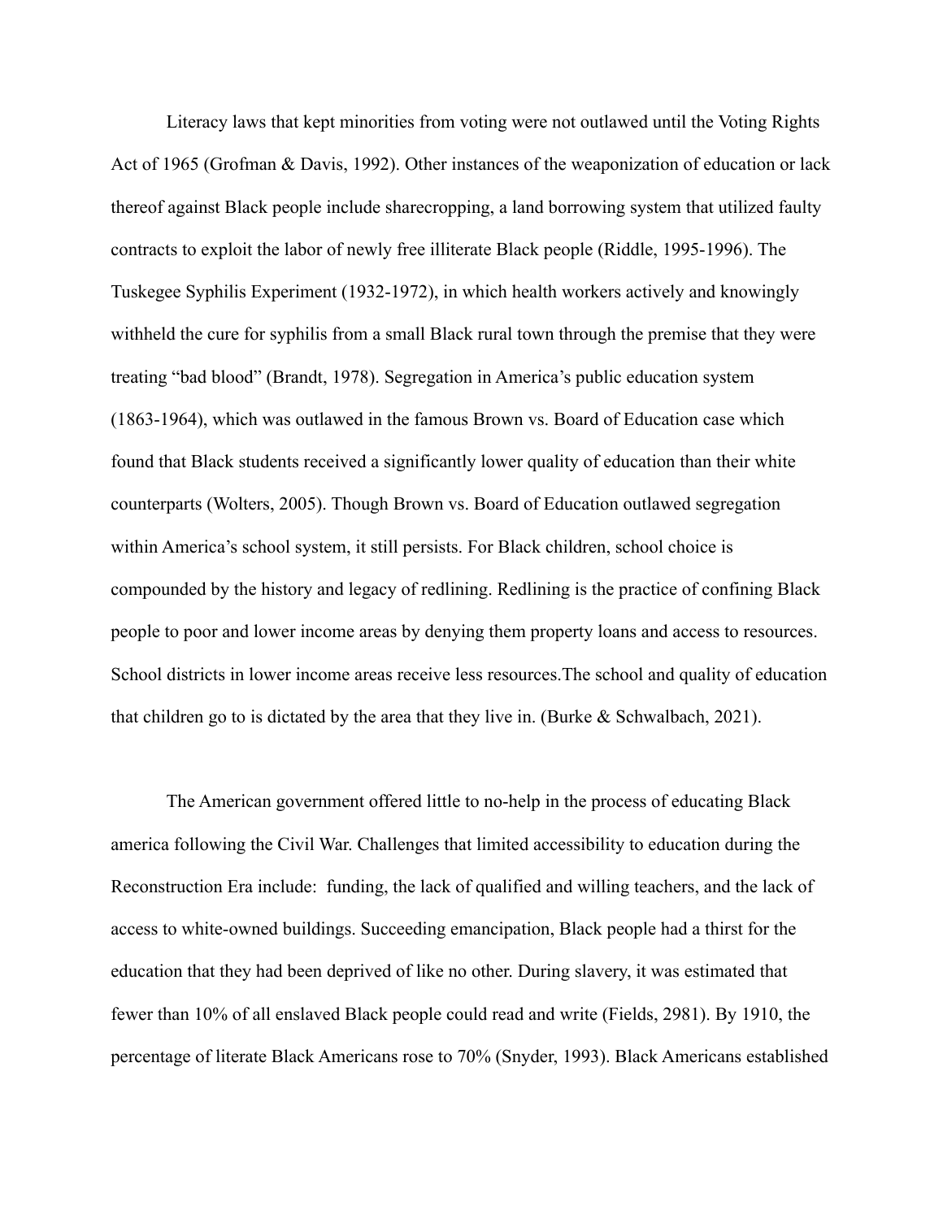Literacy laws that kept minorities from voting were not outlawed until the Voting Rights Act of 1965 (Grofman & Davis, 1992). Other instances of the weaponization of education or lack thereof against Black people include sharecropping, a land borrowing system that utilized faulty contracts to exploit the labor of newly free illiterate Black people (Riddle, 1995-1996). The Tuskegee Syphilis Experiment (1932-1972), in which health workers actively and knowingly withheld the cure for syphilis from a small Black rural town through the premise that they were treating "bad blood" (Brandt, 1978). Segregation in America's public education system (1863-1964), which was outlawed in the famous Brown vs. Board of Education case which found that Black students received a significantly lower quality of education than their white counterparts (Wolters, 2005). Though Brown vs. Board of Education outlawed segregation within America's school system, it still persists. For Black children, school choice is compounded by the history and legacy of redlining. Redlining is the practice of confining Black people to poor and lower income areas by denying them property loans and access to resources. School districts in lower income areas receive less resources.The school and quality of education that children go to is dictated by the area that they live in. (Burke & Schwalbach, 2021).

The American government offered little to no-help in the process of educating Black america following the Civil War. Challenges that limited accessibility to education during the Reconstruction Era include:  funding, the lack of qualified and willing teachers, and the lack of access to white-owned buildings. Succeeding emancipation, Black people had a thirst for the education that they had been deprived of like no other. During slavery, it was estimated that fewer than 10% of all enslaved Black people could read and write (Fields, 2981). By 1910, the percentage of literate Black Americans rose to 70% (Snyder, 1993). Black Americans established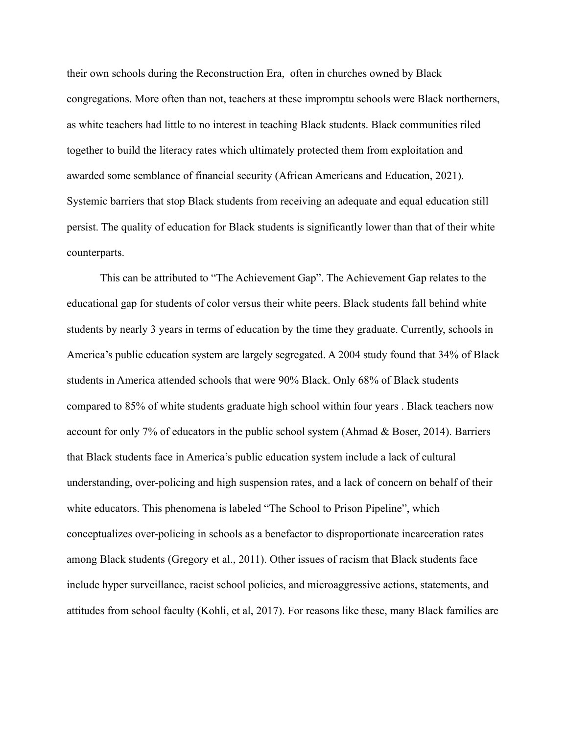their own schools during the Reconstruction Era,  often in churches owned by Black congregations. More often than not, teachers at these impromptu schools were Black northerners, as white teachers had little to no interest in teaching Black students. Black communities riled together to build the literacy rates which ultimately protected them from exploitation and awarded some semblance of financial security (African Americans and Education, 2021). Systemic barriers that stop Black students from receiving an adequate and equal education still persist. The quality of education for Black students is significantly lower than that of their white counterparts.

This can be attributed to "The Achievement Gap". The Achievement Gap relates to the educational gap for students of color versus their white peers. Black students fall behind white students by nearly 3 years in terms of education by the time they graduate. Currently, schools in America's public education system are largely segregated. A 2004 study found that 34% of Black students in America attended schools that were 90% Black. Only 68% of Black students compared to 85% of white students graduate high school within four years . Black teachers now account for only 7% of educators in the public school system (Ahmad & Boser, 2014). Barriers that Black students face in America's public education system include a lack of cultural understanding, over-policing and high suspension rates, and a lack of concern on behalf of their white educators. This phenomena is labeled "The School to Prison Pipeline", which conceptualizes over-policing in schools as a benefactor to disproportionate incarceration rates among Black students (Gregory et al., 2011). Other issues of racism that Black students face include hyper surveillance, racist school policies, and microaggressive actions, statements, and attitudes from school faculty (Kohli, et al, 2017). For reasons like these, many Black families are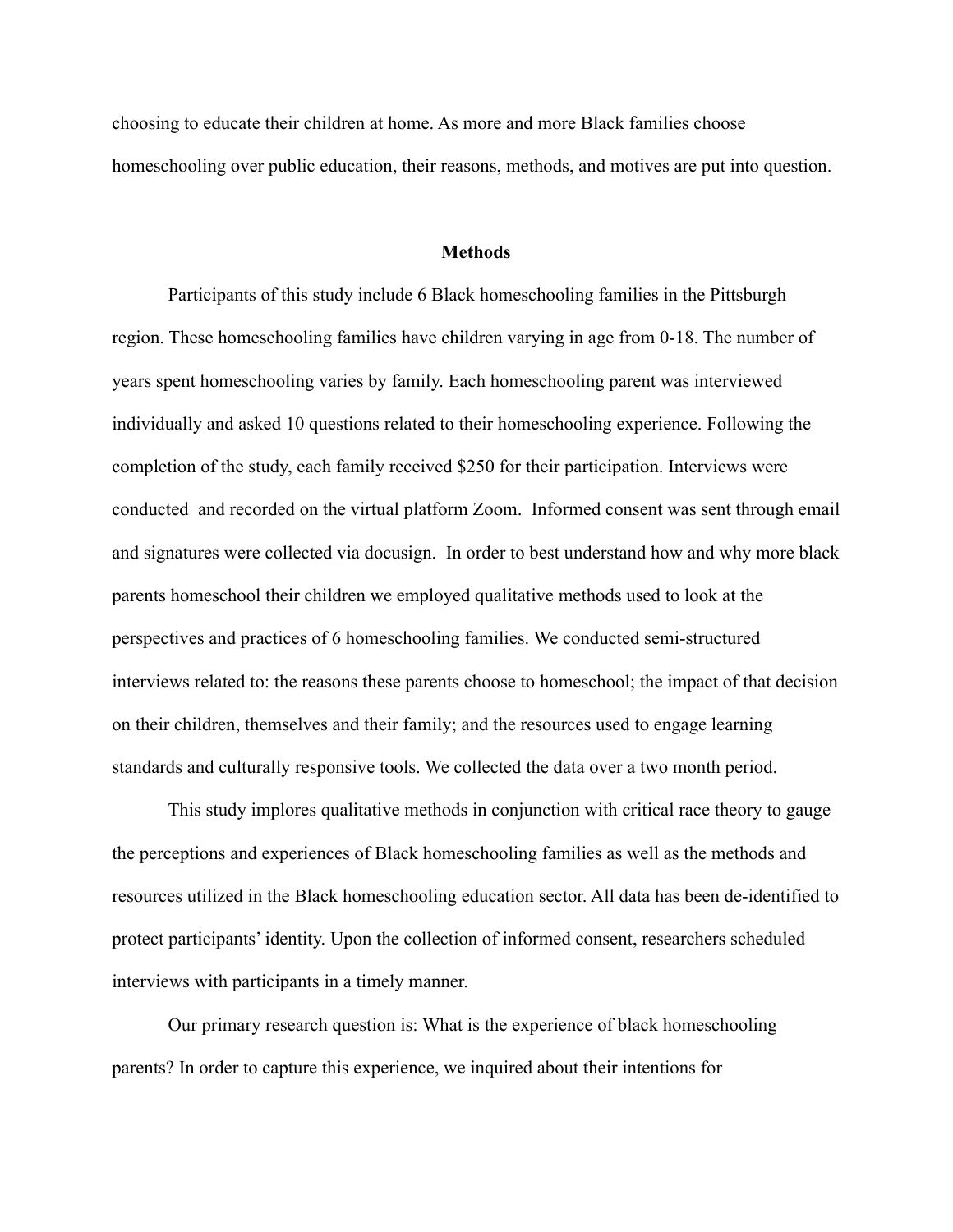choosing to educate their children at home. As more and more Black families choose homeschooling over public education, their reasons, methods, and motives are put into question.

## Methods

Participants of this study include 6 Black homeschooling families in the Pittsburgh region. These homeschooling families have children varying in age from 0-18. The number of years spent homeschooling varies by family. Each homeschooling parent was interviewed individually and asked 10 questions related to their homeschooling experience. Following the completion of the study, each family received $250 for their participation. Interviews were conducted and recorded on the virtual platform Zoom. Informed consent was sent through email and signatures were collected via docusign. In order to best understand how and why more black parents homeschool their children we employed qualitative methods used to look at the perspectives and practices of 6 homeschooling families. We conducted semi-structured interviews related to: the reasons these parents choose to homeschool; the impact of that decision on their children, themselves and their family; and the resources used to engage learning standards and culturally responsive tools. We collected the data over a two month period.

This study implores qualitative methods in conjunction with critical race theory to gauge the perceptions and experiences of Black homeschooling families as well as the methods and resources utilized in the Black homeschooling education sector. All data has been de-identified to protect participants' identity. Upon the collection of informed consent, researchers scheduled interviews with participants in a timely manner.

Our primary research question is: What is the experience of black homeschooling parents? In order to capture this experience, we inquired about their intentions for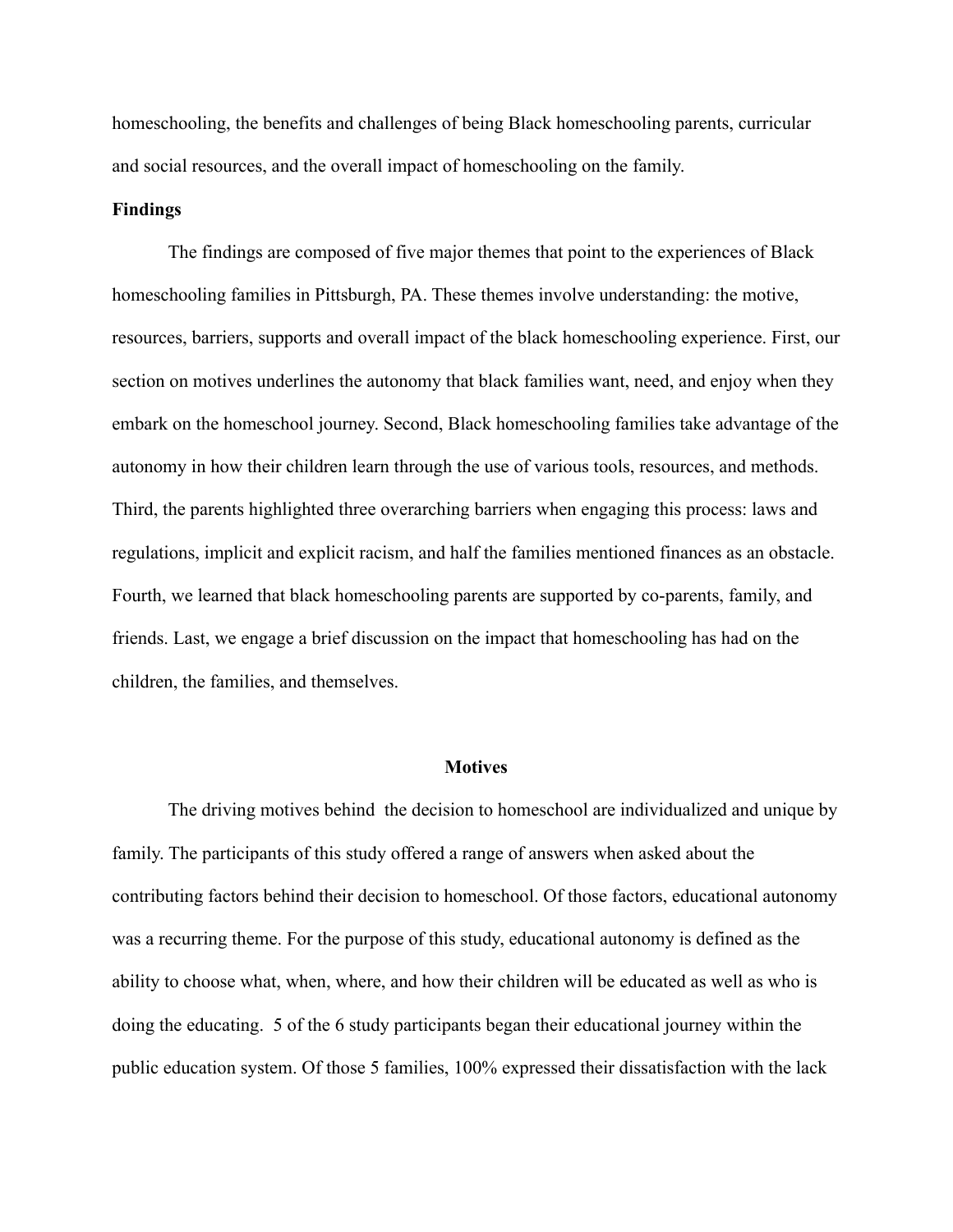homeschooling, the benefits and challenges of being Black homeschooling parents, curricular and social resources, and the overall impact of homeschooling on the family.

**Findings**

The findings are composed of five major themes that point to the experiences of Black homeschooling families in Pittsburgh, PA. These themes involve understanding: the motive, resources, barriers, supports and overall impact of the black homeschooling experience. First, our section on motives underlines the autonomy that black families want, need, and enjoy when they embark on the homeschool journey. Second, Black homeschooling families take advantage of the autonomy in how their children learn through the use of various tools, resources, and methods. Third, the parents highlighted three overarching barriers when engaging this process: laws and regulations, implicit and explicit racism, and half the families mentioned finances as an obstacle. Fourth, we learned that black homeschooling parents are supported by co-parents, family, and friends. Last, we engage a brief discussion on the impact that homeschooling has had on the children, the families, and themselves.

## Motives

The driving motives behind the decision to homeschool are individualized and unique by family. The participants of this study offered a range of answers when asked about the contributing factors behind their decision to homeschool. Of those factors, educational autonomy was a recurring theme. For the purpose of this study, educational autonomy is defined as the ability to choose what, when, where, and how their children will be educated as well as who is doing the educating. 5 of the 6 study participants began their educational journey within the public education system. Of those 5 families, 100% expressed their dissatisfaction with the lack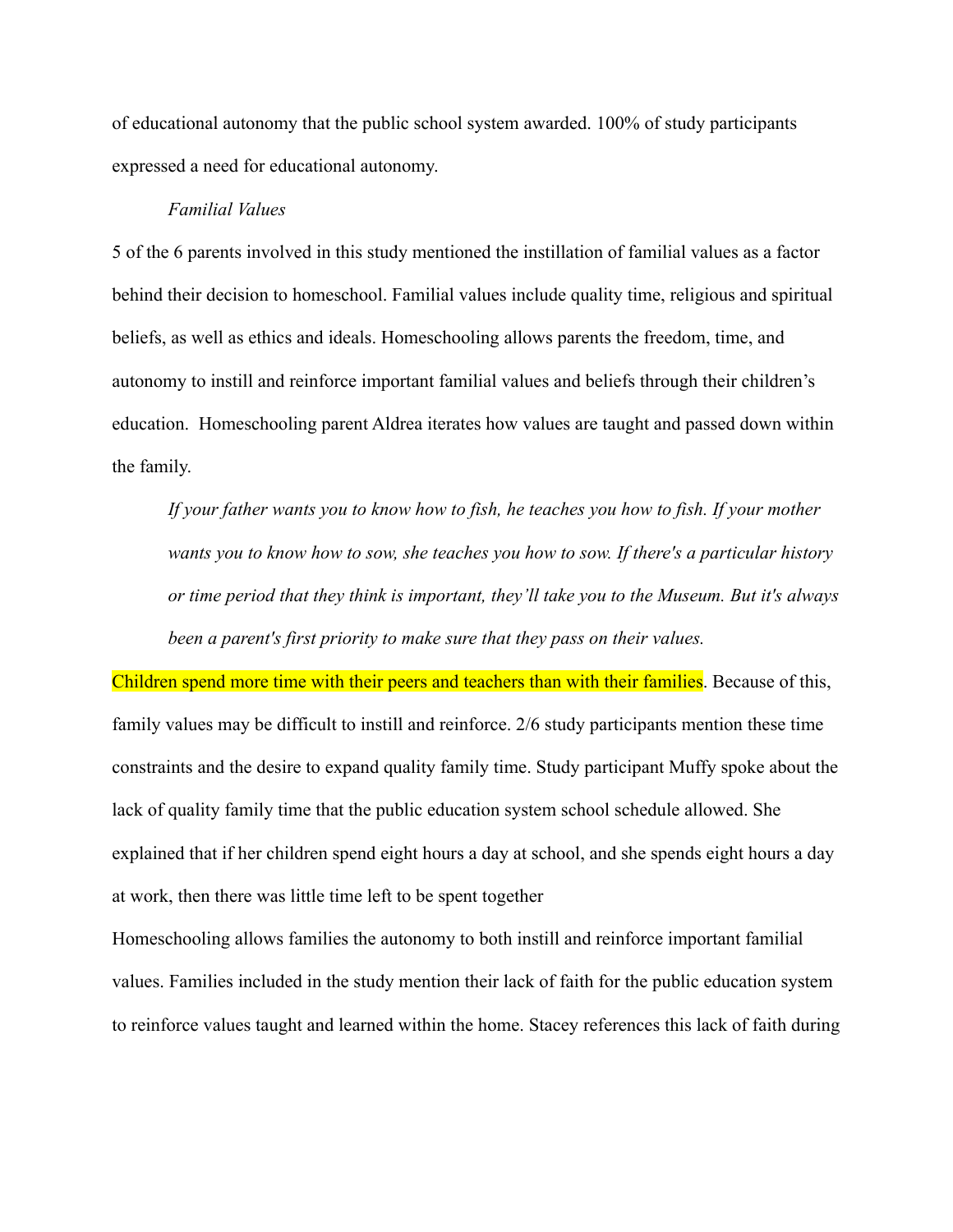of educational autonomy that the public school system awarded. 100% of study participants expressed a need for educational autonomy.

*Familial Values*

5 of the 6 parents involved in this study mentioned the instillation of familial values as a factor behind their decision to homeschool. Familial values include quality time, religious and spiritual beliefs, as well as ethics and ideals. Homeschooling allows parents the freedom, time, and autonomy to instill and reinforce important familial values and beliefs through their children's education. Homeschooling parent Aldrea iterates how values are taught and passed down within the family.

> *If your father wants you to know how to fish, he teaches you how to fish. If your mother wants you to know how to sow, she teaches you how to sow. If there's a particular history or time period that they think is important, they'll take you to the Museum. But it's always been a parent's first priority to make sure that they pass on their values.*

Children spend more time with their peers and teachers than with their families. Because of this, family values may be difficult to instill and reinforce. 2/6 study participants mention these time constraints and the desire to expand quality family time. Study participant Muffy spoke about the lack of quality family time that the public education system school schedule allowed. She explained that if her children spend eight hours a day at school, and she spends eight hours a day at work, then there was little time left to be spent together

Homeschooling allows families the autonomy to both instill and reinforce important familial values. Families included in the study mention their lack of faith for the public education system to reinforce values taught and learned within the home. Stacey references this lack of faith during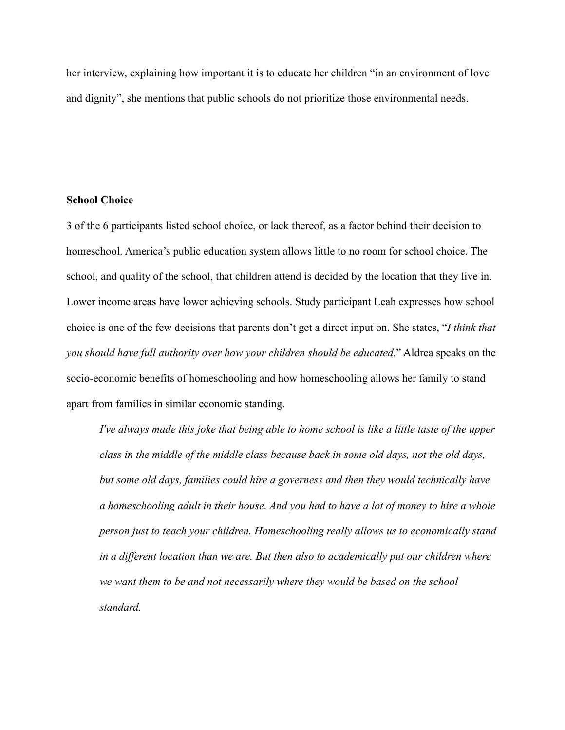her interview, explaining how important it is to educate her children "in an environment of love and dignity", she mentions that public schools do not prioritize those environmental needs.

**School Choice**

3 of the 6 participants listed school choice, or lack thereof, as a factor behind their decision to homeschool. America's public education system allows little to no room for school choice. The school, and quality of the school, that children attend is decided by the location that they live in. Lower income areas have lower achieving schools. Study participant Leah expresses how school choice is one of the few decisions that parents don't get a direct input on. She states, "*I think that you should have full authority over how your children should be educated.*" Aldrea speaks on the socio-economic benefits of homeschooling and how homeschooling allows her family to stand apart from families in similar economic standing.

> *I've always made this joke that being able to home school is like a little taste of the upper class in the middle of the middle class because back in some old days, not the old days, but some old days, families could hire a governess and then they would technically have a homeschooling adult in their house. And you had to have a lot of money to hire a whole person just to teach your children. Homeschooling really allows us to economically stand in a different location than we are. But then also to academically put our children where we want them to be and not necessarily where they would be based on the school standard.*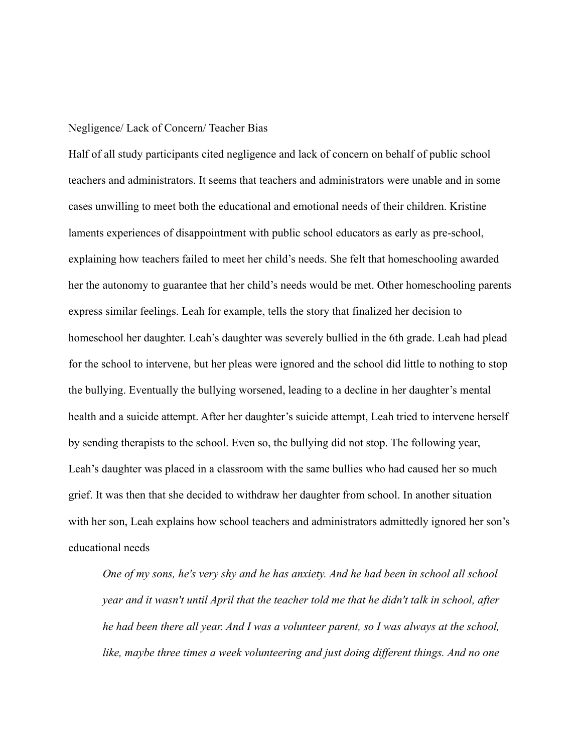## Negligence/ Lack of Concern/ Teacher Bias

Half of all study participants cited negligence and lack of concern on behalf of public school teachers and administrators. It seems that teachers and administrators were unable and in some cases unwilling to meet both the educational and emotional needs of their children. Kristine laments experiences of disappointment with public school educators as early as pre-school, explaining how teachers failed to meet her child's needs. She felt that homeschooling awarded her the autonomy to guarantee that her child's needs would be met. Other homeschooling parents express similar feelings. Leah for example, tells the story that finalized her decision to homeschool her daughter. Leah's daughter was severely bullied in the 6th grade. Leah had plead for the school to intervene, but her pleas were ignored and the school did little to nothing to stop the bullying. Eventually the bullying worsened, leading to a decline in her daughter's mental health and a suicide attempt. After her daughter's suicide attempt, Leah tried to intervene herself by sending therapists to the school. Even so, the bullying did not stop. The following year, Leah's daughter was placed in a classroom with the same bullies who had caused her so much grief. It was then that she decided to withdraw her daughter from school. In another situation with her son, Leah explains how school teachers and administrators admittedly ignored her son's educational needs

> *One of my sons, he's very shy and he has anxiety. And he had been in school all school year and it wasn't until April that the teacher told me that he didn't talk in school, after he had been there all year. And I was a volunteer parent, so I was always at the school, like, maybe three times a week volunteering and just doing different things. And no one*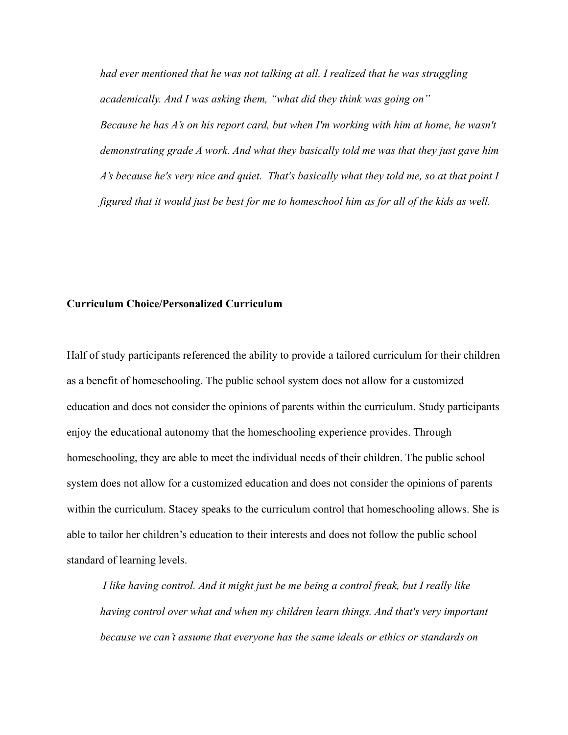*had ever mentioned that he was not talking at all. I realized that he was struggling academically. And I was asking them, "what did they think was going on" Because he has A's on his report card, but when I'm working with him at home, he wasn't demonstrating grade A work. And what they basically told me was that they just gave him A's because he's very nice and quiet. That's basically what they told me, so at that point I figured that it would just be best for me to homeschool him as for all of the kids as well.*

**Curriculum Choice/Personalized Curriculum**

Half of study participants referenced the ability to provide a tailored curriculum for their children as a benefit of homeschooling. The public school system does not allow for a customized education and does not consider the opinions of parents within the curriculum. Study participants enjoy the educational autonomy that the homeschooling experience provides. Through homeschooling, they are able to meet the individual needs of their children. The public school system does not allow for a customized education and does not consider the opinions of parents within the curriculum. Stacey speaks to the curriculum control that homeschooling allows. She is able to tailor her children's education to their interests and does not follow the public school standard of learning levels.

*I like having control. And it might just be me being a control freak, but I really like having control over what and when my children learn things. And that's very important because we can't assume that everyone has the same ideals or ethics or standards on*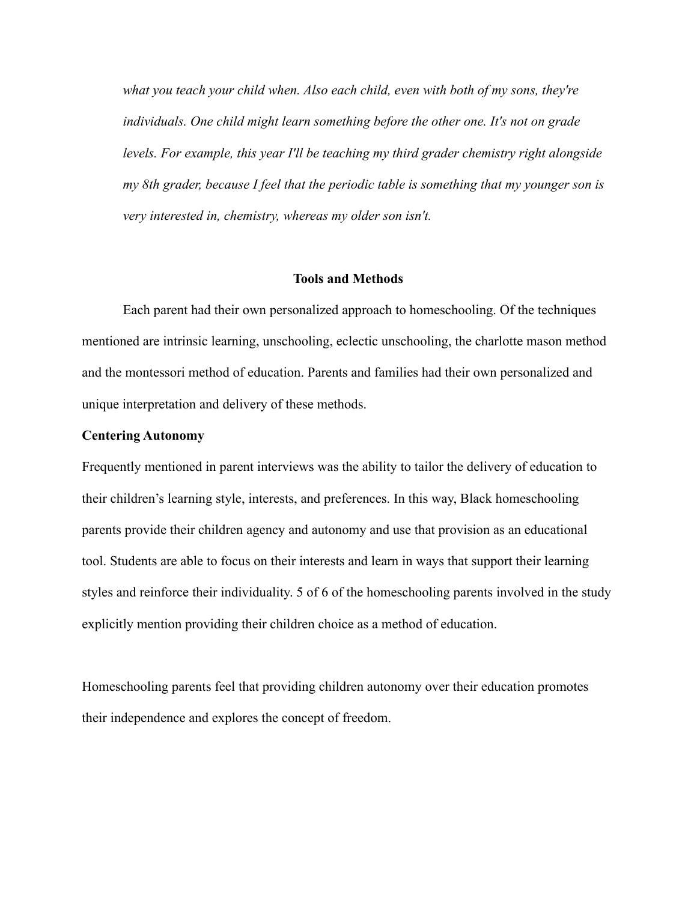*what you teach your child when. Also each child, even with both of my sons, they're individuals. One child might learn something before the other one. It's not on grade levels. For example, this year I'll be teaching my third grader chemistry right alongside my 8th grader, because I feel that the periodic table is something that my younger son is very interested in, chemistry, whereas my older son isn't.*

## Tools and Methods

Each parent had their own personalized approach to homeschooling. Of the techniques mentioned are intrinsic learning, unschooling, eclectic unschooling, the charlotte mason method and the montessori method of education. Parents and families had their own personalized and unique interpretation and delivery of these methods.

**Centering Autonomy**

Frequently mentioned in parent interviews was the ability to tailor the delivery of education to their children's learning style, interests, and preferences. In this way, Black homeschooling parents provide their children agency and autonomy and use that provision as an educational tool. Students are able to focus on their interests and learn in ways that support their learning styles and reinforce their individuality. 5 of 6 of the homeschooling parents involved in the study explicitly mention providing their children choice as a method of education.

Homeschooling parents feel that providing children autonomy over their education promotes their independence and explores the concept of freedom.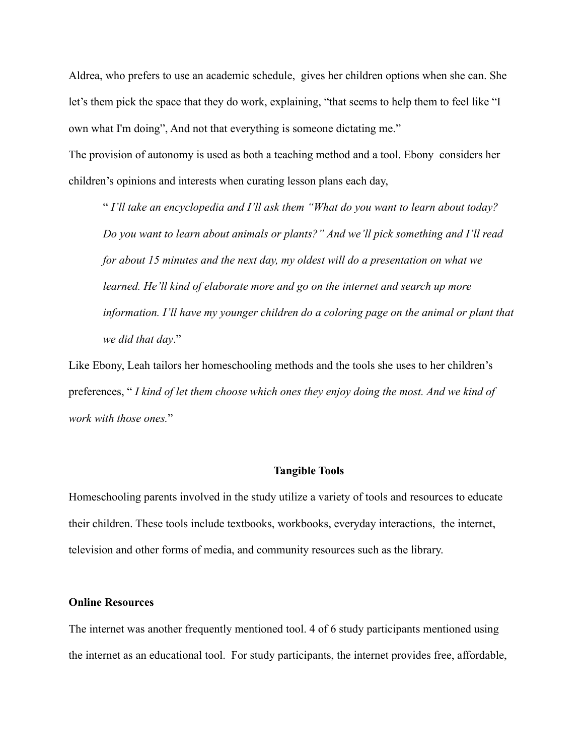Aldrea, who prefers to use an academic schedule,  gives her children options when she can. She let's them pick the space that they do work, explaining, "that seems to help them to feel like "I own what I'm doing", And not that everything is someone dictating me."

The provision of autonomy is used as both a teaching method and a tool. Ebony  considers her children's opinions and interests when curating lesson plans each day,

> " *I'll take an encyclopedia and I'll ask them "What do you want to learn about today? Do you want to learn about animals or plants?" And we'll pick something and I'll read for about 15 minutes and the next day, my oldest will do a presentation on what we learned. He'll kind of elaborate more and go on the internet and search up more information. I'll have my younger children do a coloring page on the animal or plant that we did that day*."

Like Ebony, Leah tailors her homeschooling methods and the tools she uses to her children's preferences, " *I kind of let them choose which ones they enjoy doing the most. And we kind of work with those ones.*"

## Tangible Tools

Homeschooling parents involved in the study utilize a variety of tools and resources to educate their children. These tools include textbooks, workbooks, everyday interactions,  the internet, television and other forms of media, and community resources such as the library.

### Online Resources

The internet was another frequently mentioned tool. 4 of 6 study participants mentioned using the internet as an educational tool.  For study participants, the internet provides free, affordable,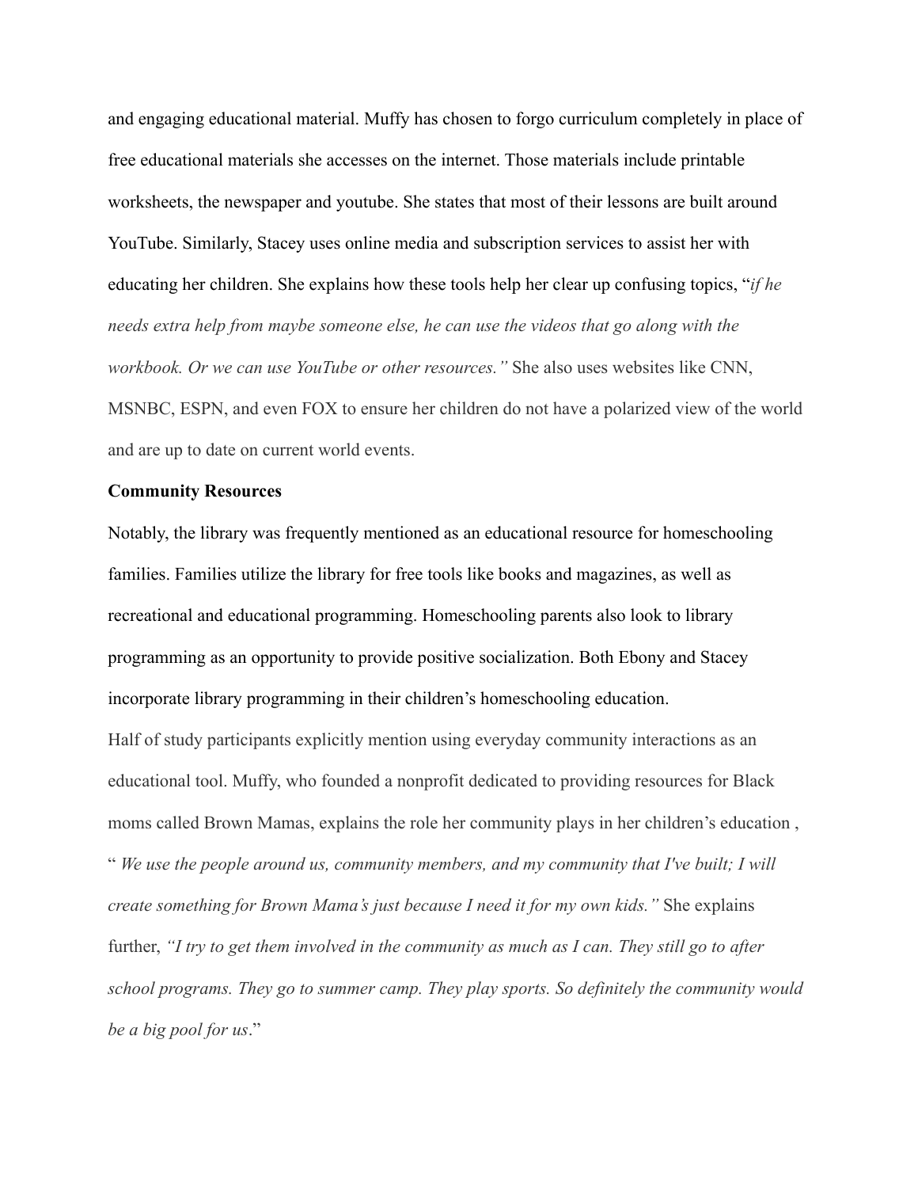and engaging educational material. Muffy has chosen to forgo curriculum completely in place of free educational materials she accesses on the internet. Those materials include printable worksheets, the newspaper and youtube. She states that most of their lessons are built around YouTube. Similarly, Stacey uses online media and subscription services to assist her with educating her children. She explains how these tools help her clear up confusing topics, "*if he needs extra help from maybe someone else, he can use the videos that go along with the workbook. Or we can use YouTube or other resources."* She also uses websites like CNN, MSNBC, ESPN, and even FOX to ensure her children do not have a polarized view of the world and are up to date on current world events.

**Community Resources**

Notably, the library was frequently mentioned as an educational resource for homeschooling families. Families utilize the library for free tools like books and magazines, as well as recreational and educational programming. Homeschooling parents also look to library programming as an opportunity to provide positive socialization. Both Ebony and Stacey incorporate library programming in their children's homeschooling education.

Half of study participants explicitly mention using everyday community interactions as an educational tool. Muffy, who founded a nonprofit dedicated to providing resources for Black moms called Brown Mamas, explains the role her community plays in her children's education , " *We use the people around us, community members, and my community that I've built; I will create something for Brown Mama's just because I need it for my own kids."* She explains further, *"I try to get them involved in the community as much as I can. They still go to after school programs. They go to summer camp. They play sports. So definitely the community would be a big pool for us*."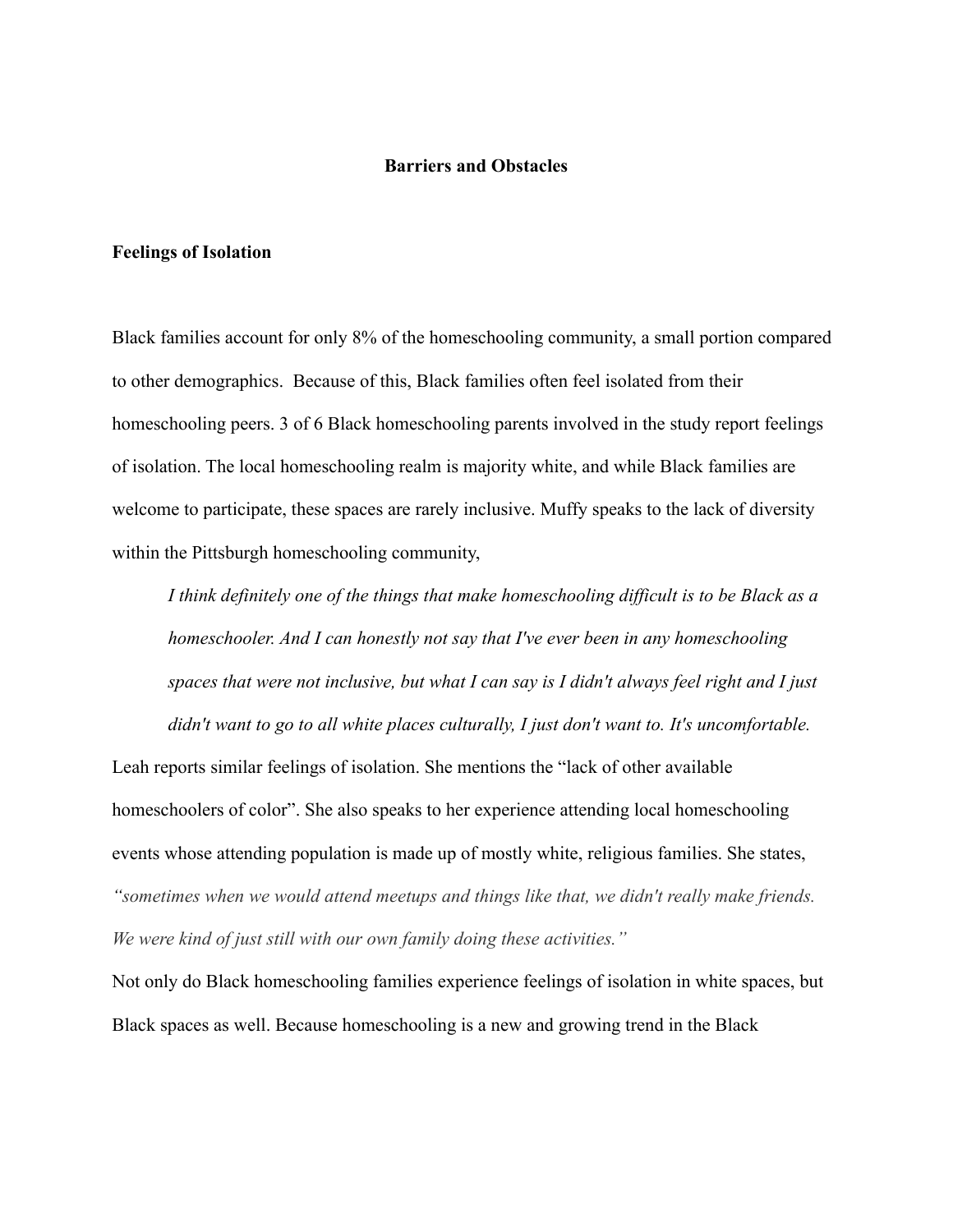## Barriers and Obstacles

### Feelings of Isolation

Black families account for only 8% of the homeschooling community, a small portion compared to other demographics. Because of this, Black families often feel isolated from their homeschooling peers. 3 of 6 Black homeschooling parents involved in the study report feelings of isolation. The local homeschooling realm is majority white, and while Black families are welcome to participate, these spaces are rarely inclusive. Muffy speaks to the lack of diversity within the Pittsburgh homeschooling community,

> *I think definitely one of the things that make homeschooling difficult is to be Black as a homeschooler. And I can honestly not say that I've ever been in any homeschooling spaces that were not inclusive, but what I can say is I didn't always feel right and I just didn't want to go to all white places culturally, I just don't want to. It's uncomfortable.*

Leah reports similar feelings of isolation. She mentions the "lack of other available homeschoolers of color". She also speaks to her experience attending local homeschooling events whose attending population is made up of mostly white, religious families. She states, *"sometimes when we would attend meetups and things like that, we didn't really make friends. We were kind of just still with our own family doing these activities."*

Not only do Black homeschooling families experience feelings of isolation in white spaces, but Black spaces as well. Because homeschooling is a new and growing trend in the Black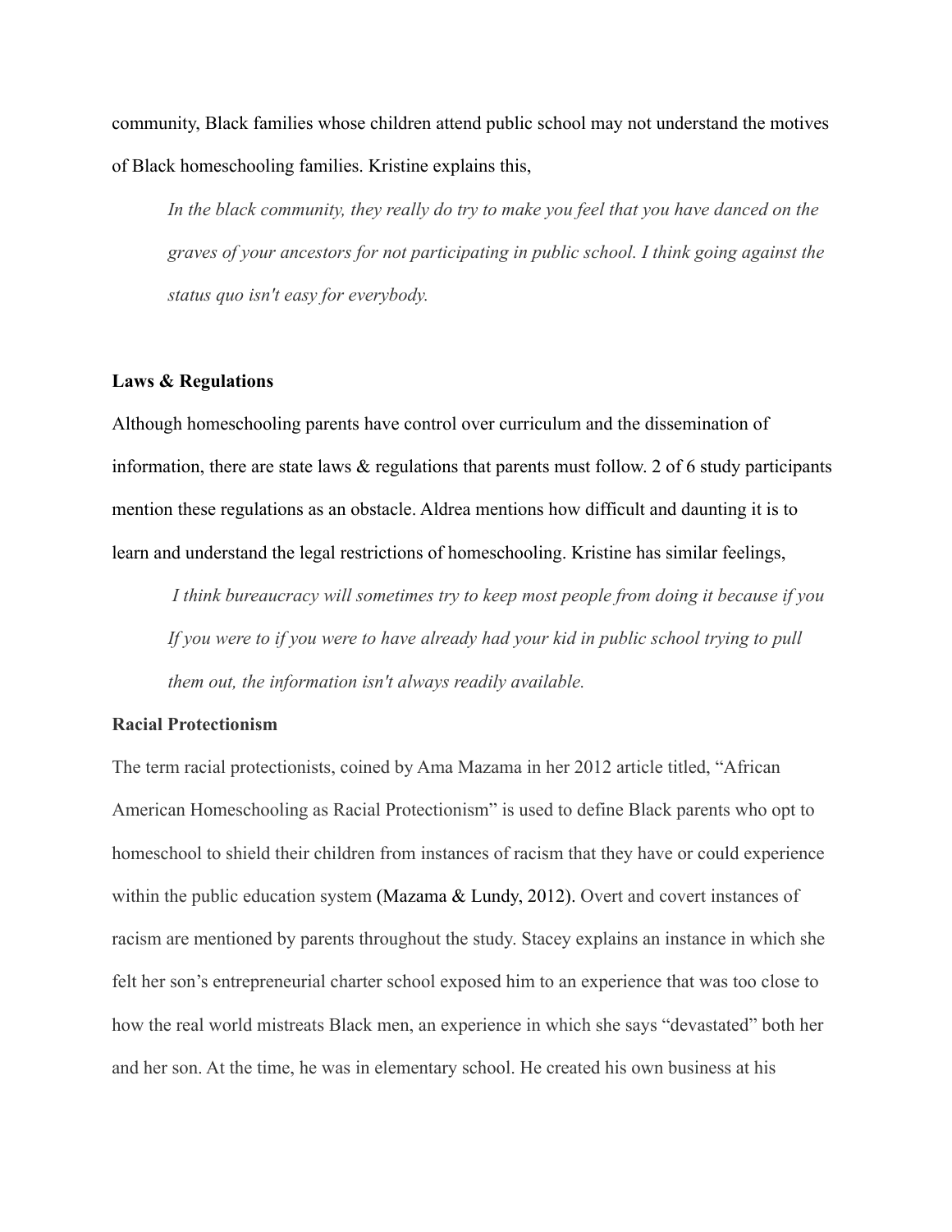community, Black families whose children attend public school may not understand the motives of Black homeschooling families. Kristine explains this,

> *In the black community, they really do try to make you feel that you have danced on the graves of your ancestors for not participating in public school. I think going against the status quo isn't easy for everybody.*

**Laws & Regulations**

Although homeschooling parents have control over curriculum and the dissemination of information, there are state laws & regulations that parents must follow. 2 of 6 study participants mention these regulations as an obstacle. Aldrea mentions how difficult and daunting it is to learn and understand the legal restrictions of homeschooling. Kristine has similar feelings,

> *I think bureaucracy will sometimes try to keep most people from doing it because if you If you were to if you were to have already had your kid in public school trying to pull them out, the information isn't always readily available.*

**Racial Protectionism**

The term racial protectionists, coined by Ama Mazama in her 2012 article titled, "African American Homeschooling as Racial Protectionism" is used to define Black parents who opt to homeschool to shield their children from instances of racism that they have or could experience within the public education system (Mazama & Lundy, 2012). Overt and covert instances of racism are mentioned by parents throughout the study. Stacey explains an instance in which she felt her son's entrepreneurial charter school exposed him to an experience that was too close to how the real world mistreats Black men, an experience in which she says "devastated" both her and her son. At the time, he was in elementary school. He created his own business at his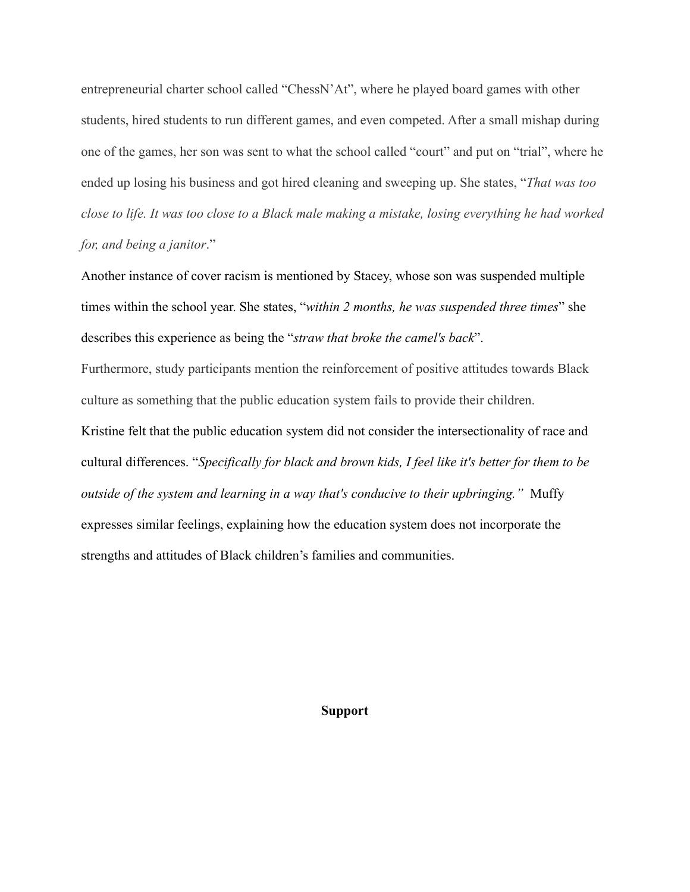entrepreneurial charter school called "ChessN'At", where he played board games with other students, hired students to run different games, and even competed. After a small mishap during one of the games, her son was sent to what the school called "court" and put on "trial", where he ended up losing his business and got hired cleaning and sweeping up. She states, "*That was too close to life. It was too close to a Black male making a mistake, losing everything he had worked for, and being a janitor*."

Another instance of cover racism is mentioned by Stacey, whose son was suspended multiple times within the school year. She states, "*within 2 months, he was suspended three times*" she describes this experience as being the "*straw that broke the camel's back*".

Furthermore, study participants mention the reinforcement of positive attitudes towards Black culture as something that the public education system fails to provide their children.

Kristine felt that the public education system did not consider the intersectionality of race and cultural differences. "*Specifically for black and brown kids, I feel like it's better for them to be outside of the system and learning in a way that's conducive to their upbringing."* Muffy expresses similar feelings, explaining how the education system does not incorporate the strengths and attitudes of Black children's families and communities.

**Support**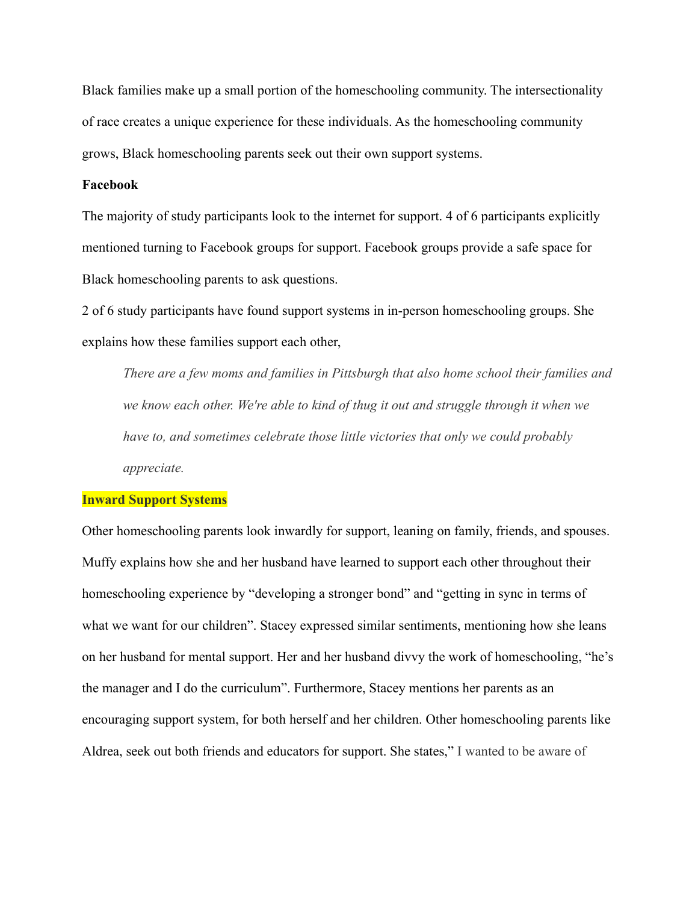Black families make up a small portion of the homeschooling community. The intersectionality of race creates a unique experience for these individuals. As the homeschooling community grows, Black homeschooling parents seek out their own support systems.

**Facebook**

The majority of study participants look to the internet for support. 4 of 6 participants explicitly mentioned turning to Facebook groups for support. Facebook groups provide a safe space for Black homeschooling parents to ask questions.

2 of 6 study participants have found support systems in in-person homeschooling groups. She explains how these families support each other,

> *There are a few moms and families in Pittsburgh that also home school their families and we know each other. We're able to kind of thug it out and struggle through it when we have to, and sometimes celebrate those little victories that only we could probably appreciate.*

**Inward Support Systems**

Other homeschooling parents look inwardly for support, leaning on family, friends, and spouses. Muffy explains how she and her husband have learned to support each other throughout their homeschooling experience by "developing a stronger bond" and "getting in sync in terms of what we want for our children". Stacey expressed similar sentiments, mentioning how she leans on her husband for mental support. Her and her husband divvy the work of homeschooling, "he's the manager and I do the curriculum". Furthermore, Stacey mentions her parents as an encouraging support system, for both herself and her children. Other homeschooling parents like Aldrea, seek out both friends and educators for support. She states," I wanted to be aware of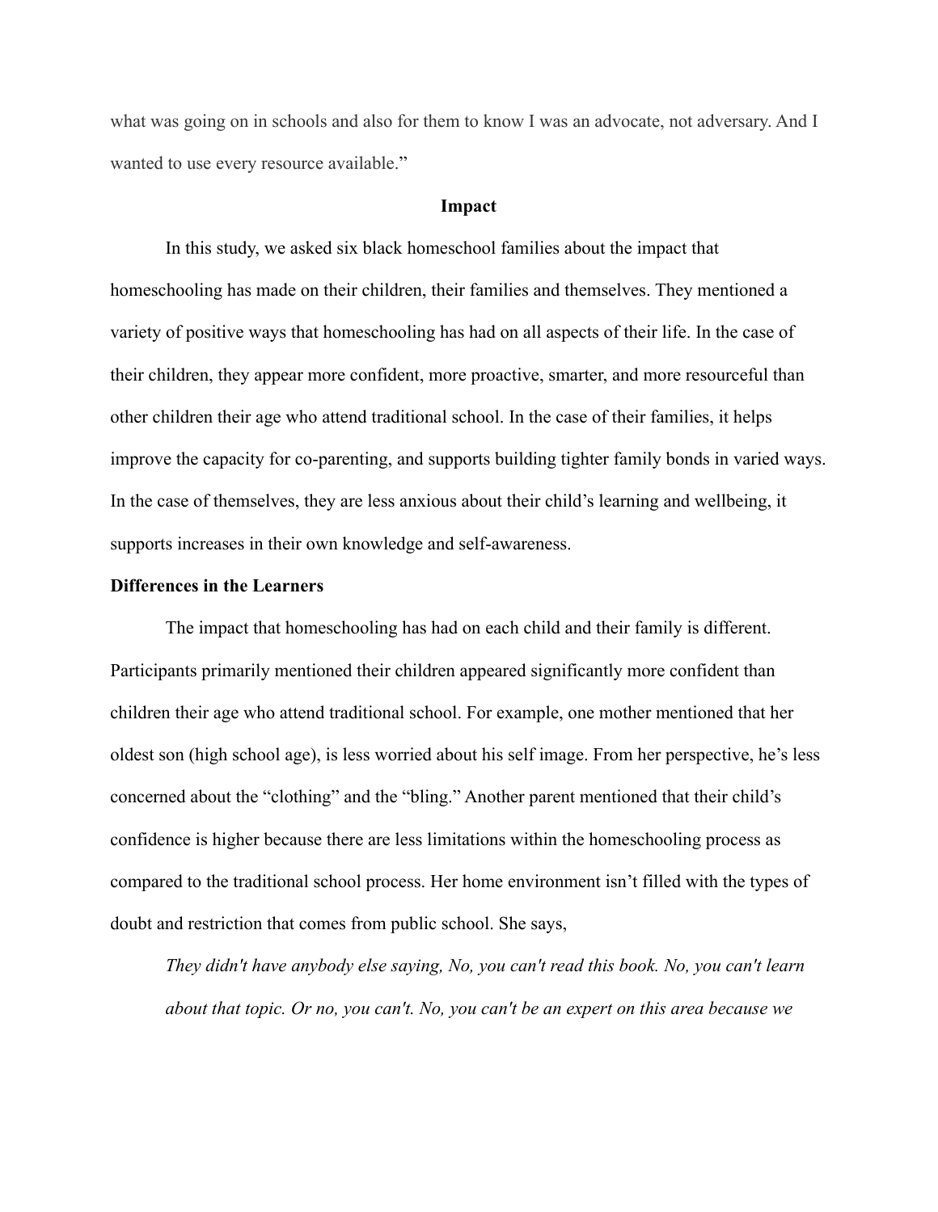what was going on in schools and also for them to know I was an advocate, not adversary. And I wanted to use every resource available."

## Impact

In this study, we asked six black homeschool families about the impact that homeschooling has made on their children, their families and themselves. They mentioned a variety of positive ways that homeschooling has had on all aspects of their life. In the case of their children, they appear more confident, more proactive, smarter, and more resourceful than other children their age who attend traditional school. In the case of their families, it helps improve the capacity for co-parenting, and supports building tighter family bonds in varied ways. In the case of themselves, they are less anxious about their child's learning and wellbeing, it supports increases in their own knowledge and self-awareness.

### Differences in the Learners

The impact that homeschooling has had on each child and their family is different. Participants primarily mentioned their children appeared significantly more confident than children their age who attend traditional school. For example, one mother mentioned that her oldest son (high school age), is less worried about his self image. From her perspective, he's less concerned about the "clothing" and the "bling." Another parent mentioned that their child's confidence is higher because there are less limitations within the homeschooling process as compared to the traditional school process. Her home environment isn't filled with the types of doubt and restriction that comes from public school. She says,

> *They didn't have anybody else saying, No, you can't read this book. No, you can't learn about that topic. Or no, you can't. No, you can't be an expert on this area because we*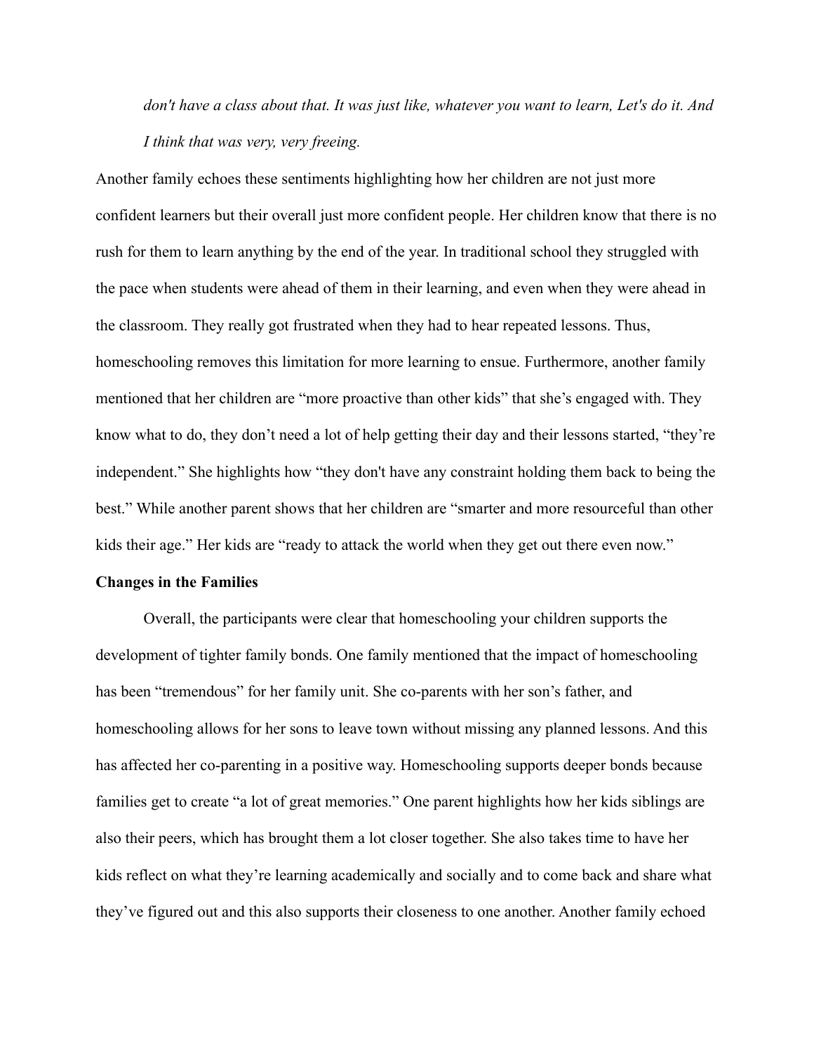*don't have a class about that. It was just like, whatever you want to learn, Let's do it. And I think that was very, very freeing.*

Another family echoes these sentiments highlighting how her children are not just more confident learners but their overall just more confident people. Her children know that there is no rush for them to learn anything by the end of the year. In traditional school they struggled with the pace when students were ahead of them in their learning, and even when they were ahead in the classroom. They really got frustrated when they had to hear repeated lessons. Thus, homeschooling removes this limitation for more learning to ensue. Furthermore, another family mentioned that her children are "more proactive than other kids" that she's engaged with. They know what to do, they don't need a lot of help getting their day and their lessons started, "they're independent." She highlights how "they don't have any constraint holding them back to being the best." While another parent shows that her children are "smarter and more resourceful than other kids their age." Her kids are "ready to attack the world when they get out there even now."

**Changes in the Families**

Overall, the participants were clear that homeschooling your children supports the development of tighter family bonds. One family mentioned that the impact of homeschooling has been "tremendous" for her family unit. She co-parents with her son's father, and homeschooling allows for her sons to leave town without missing any planned lessons. And this has affected her co-parenting in a positive way. Homeschooling supports deeper bonds because families get to create "a lot of great memories." One parent highlights how her kids siblings are also their peers, which has brought them a lot closer together. She also takes time to have her kids reflect on what they're learning academically and socially and to come back and share what they've figured out and this also supports their closeness to one another. Another family echoed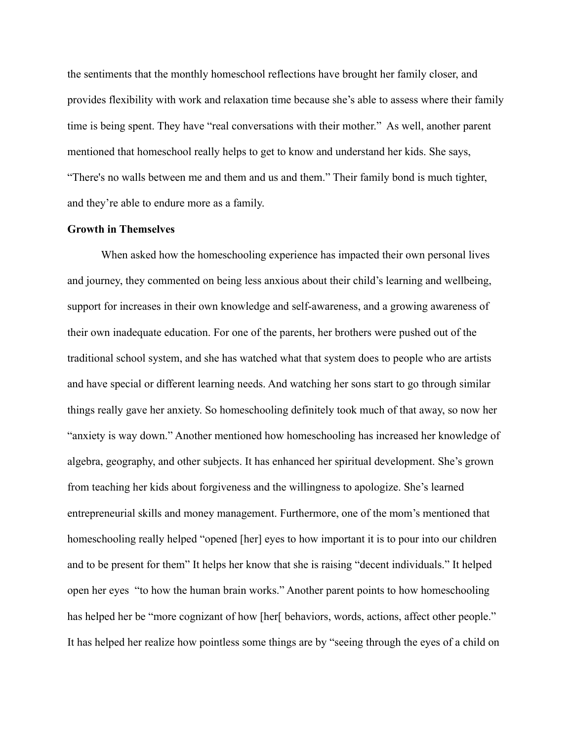the sentiments that the monthly homeschool reflections have brought her family closer, and provides flexibility with work and relaxation time because she's able to assess where their family time is being spent. They have "real conversations with their mother." As well, another parent mentioned that homeschool really helps to get to know and understand her kids. She says, "There's no walls between me and them and us and them." Their family bond is much tighter, and they're able to endure more as a family.

**Growth in Themselves**

When asked how the homeschooling experience has impacted their own personal lives and journey, they commented on being less anxious about their child's learning and wellbeing, support for increases in their own knowledge and self-awareness, and a growing awareness of their own inadequate education. For one of the parents, her brothers were pushed out of the traditional school system, and she has watched what that system does to people who are artists and have special or different learning needs. And watching her sons start to go through similar things really gave her anxiety. So homeschooling definitely took much of that away, so now her "anxiety is way down." Another mentioned how homeschooling has increased her knowledge of algebra, geography, and other subjects. It has enhanced her spiritual development. She's grown from teaching her kids about forgiveness and the willingness to apologize. She's learned entrepreneurial skills and money management. Furthermore, one of the mom's mentioned that homeschooling really helped "opened [her] eyes to how important it is to pour into our children and to be present for them" It helps her know that she is raising "decent individuals." It helped open her eyes "to how the human brain works." Another parent points to how homeschooling has helped her be "more cognizant of how [her[ behaviors, words, actions, affect other people." It has helped her realize how pointless some things are by "seeing through the eyes of a child on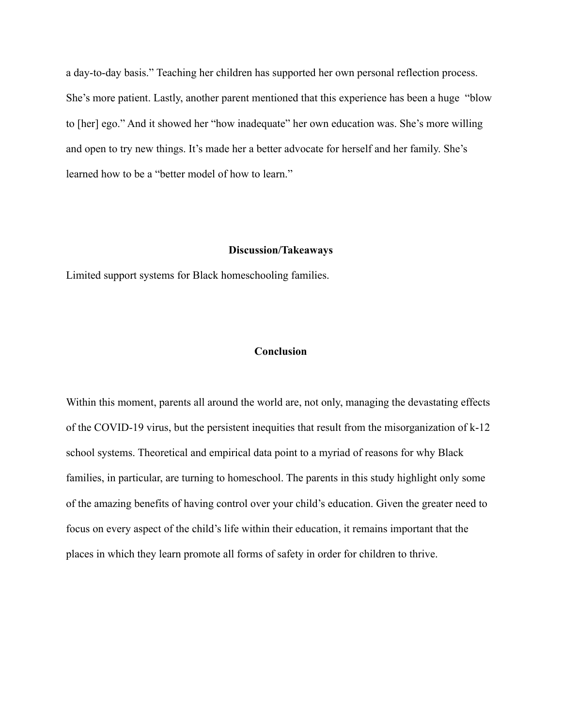a day-to-day basis." Teaching her children has supported her own personal reflection process. She's more patient. Lastly, another parent mentioned that this experience has been a huge "blow to [her] ego." And it showed her "how inadequate" her own education was. She's more willing and open to try new things. It's made her a better advocate for herself and her family. She's learned how to be a "better model of how to learn."

## Discussion/Takeaways

Limited support systems for Black homeschooling families.

## Conclusion

Within this moment, parents all around the world are, not only, managing the devastating effects of the COVID-19 virus, but the persistent inequities that result from the misorganization of k-12 school systems. Theoretical and empirical data point to a myriad of reasons for why Black families, in particular, are turning to homeschool. The parents in this study highlight only some of the amazing benefits of having control over your child's education. Given the greater need to focus on every aspect of the child's life within their education, it remains important that the places in which they learn promote all forms of safety in order for children to thrive.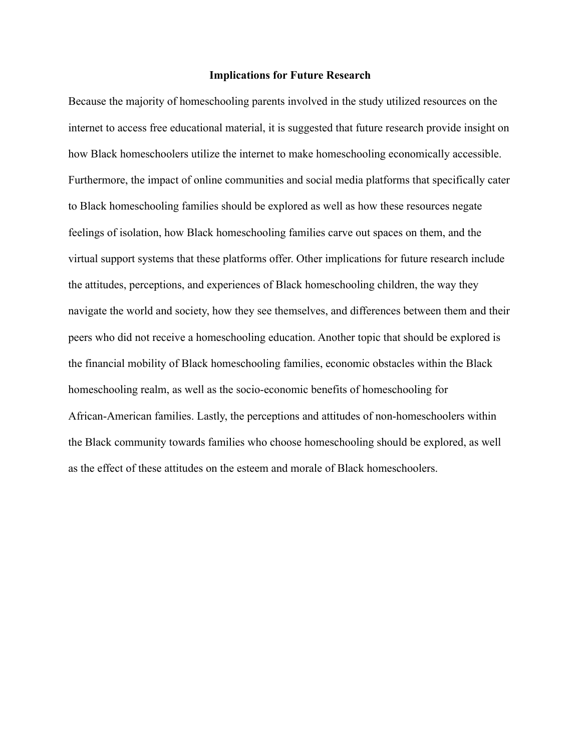## Implications for Future Research

Because the majority of homeschooling parents involved in the study utilized resources on the internet to access free educational material, it is suggested that future research provide insight on how Black homeschoolers utilize the internet to make homeschooling economically accessible. Furthermore, the impact of online communities and social media platforms that specifically cater to Black homeschooling families should be explored as well as how these resources negate feelings of isolation, how Black homeschooling families carve out spaces on them, and the virtual support systems that these platforms offer. Other implications for future research include the attitudes, perceptions, and experiences of Black homeschooling children, the way they navigate the world and society, how they see themselves, and differences between them and their peers who did not receive a homeschooling education. Another topic that should be explored is the financial mobility of Black homeschooling families, economic obstacles within the Black homeschooling realm, as well as the socio-economic benefits of homeschooling for African-American families. Lastly, the perceptions and attitudes of non-homeschoolers within the Black community towards families who choose homeschooling should be explored, as well as the effect of these attitudes on the esteem and morale of Black homeschoolers.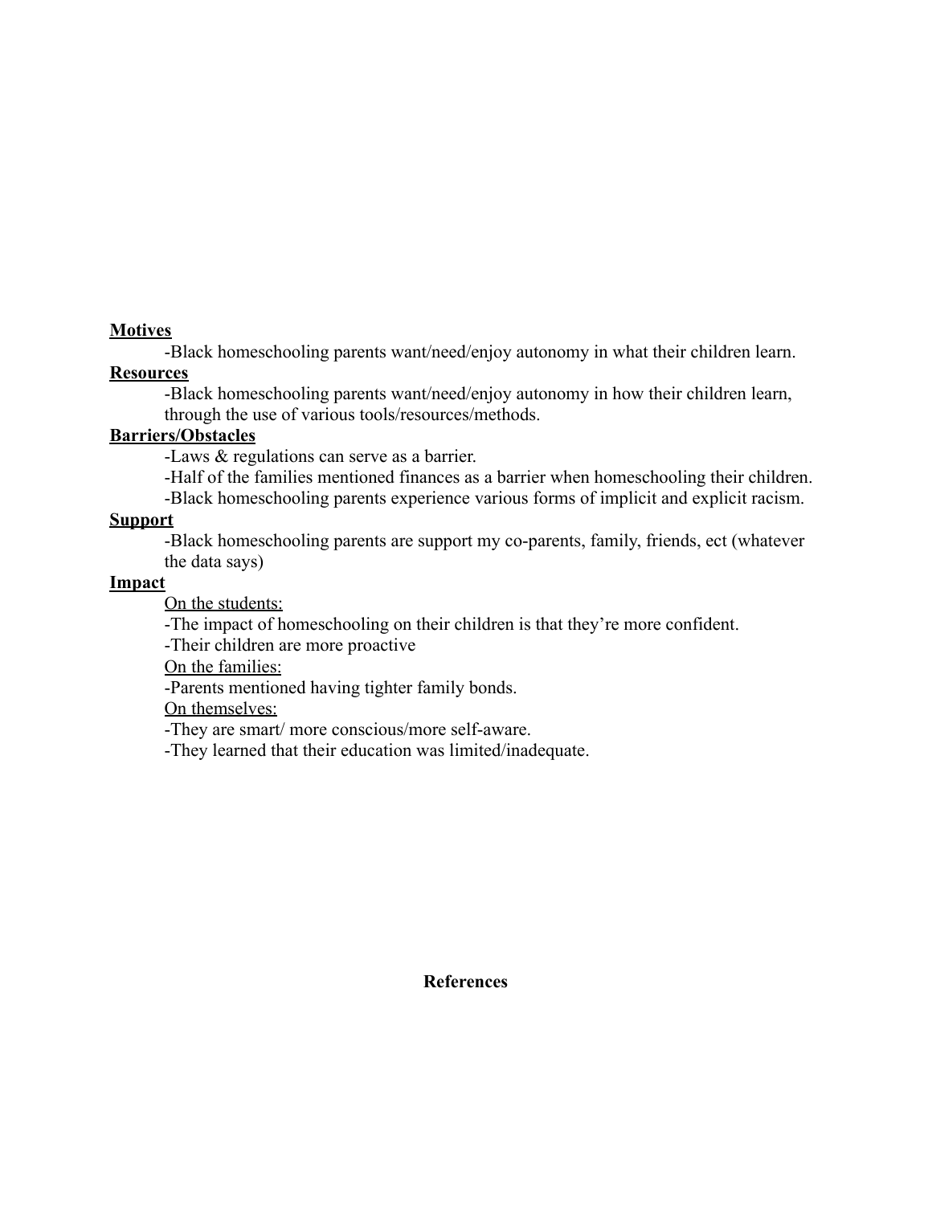**<u>Motives</u>**

-Black homeschooling parents want/need/enjoy autonomy in what their children learn.

**<u>Resources</u>**

-Black homeschooling parents want/need/enjoy autonomy in how their children learn, through the use of various tools/resources/methods.

**<u>Barriers/Obstacles</u>**

-Laws & regulations can serve as a barrier.

-Half of the families mentioned finances as a barrier when homeschooling their children.

-Black homeschooling parents experience various forms of implicit and explicit racism.

**<u>Support</u>**

-Black homeschooling parents are support my co-parents, family, friends, ect (whatever the data says)

**<u>Impact</u>**

<u>On the students:</u>

-The impact of homeschooling on their children is that they're more confident.

-Their children are more proactive

<u>On the families:</u>

-Parents mentioned having tighter family bonds.

<u>On themselves:</u>

-They are smart/ more conscious/more self-aware.

-They learned that their education was limited/inadequate.

**References**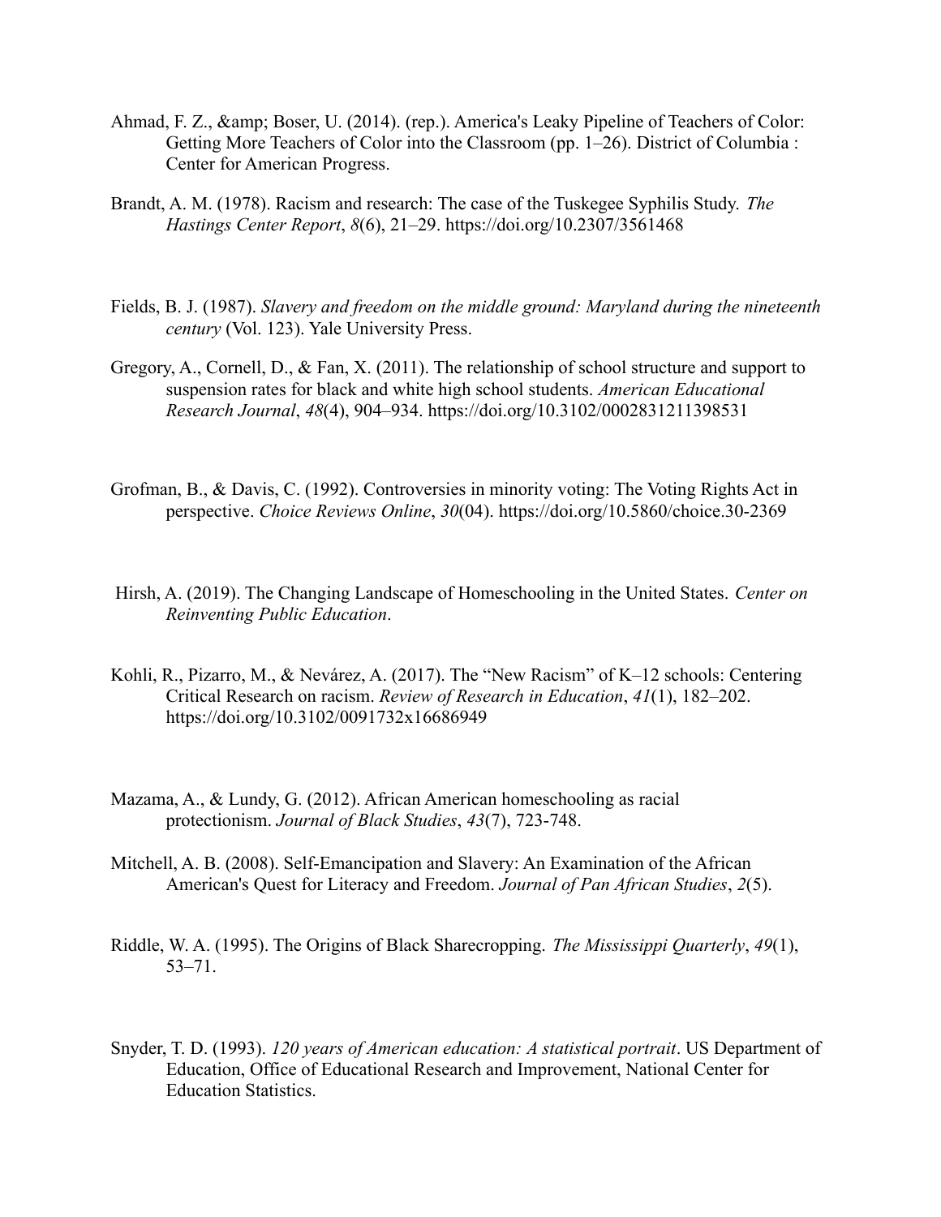Ahmad, F. Z., &amp; Boser, U. (2014). (rep.). America's Leaky Pipeline of Teachers of Color: Getting More Teachers of Color into the Classroom (pp. 1–26). District of Columbia : Center for American Progress.

Brandt, A. M. (1978). Racism and research: The case of the Tuskegee Syphilis Study. *The Hastings Center Report*, *8*(6), 21–29. https://doi.org/10.2307/3561468

Fields, B. J. (1987). *Slavery and freedom on the middle ground: Maryland during the nineteenth century* (Vol. 123). Yale University Press.

Gregory, A., Cornell, D., & Fan, X. (2011). The relationship of school structure and support to suspension rates for black and white high school students. *American Educational Research Journal*, *48*(4), 904–934. https://doi.org/10.3102/0002831211398531

Grofman, B., & Davis, C. (1992). Controversies in minority voting: The Voting Rights Act in perspective. *Choice Reviews Online*, *30*(04). https://doi.org/10.5860/choice.30-2369

Hirsh, A. (2019). The Changing Landscape of Homeschooling in the United States. *Center on Reinventing Public Education*.

Kohli, R., Pizarro, M., & Nevárez, A. (2017). The "New Racism" of K–12 schools: Centering Critical Research on racism. *Review of Research in Education*, *41*(1), 182–202. https://doi.org/10.3102/0091732x16686949

Mazama, A., & Lundy, G. (2012). African American homeschooling as racial protectionism. *Journal of Black Studies*, *43*(7), 723-748.

Mitchell, A. B. (2008). Self-Emancipation and Slavery: An Examination of the African American's Quest for Literacy and Freedom. *Journal of Pan African Studies*, *2*(5).

Riddle, W. A. (1995). The Origins of Black Sharecropping. *The Mississippi Quarterly*, *49*(1), 53–71.

Snyder, T. D. (1993). *120 years of American education: A statistical portrait*. US Department of Education, Office of Educational Research and Improvement, National Center for Education Statistics.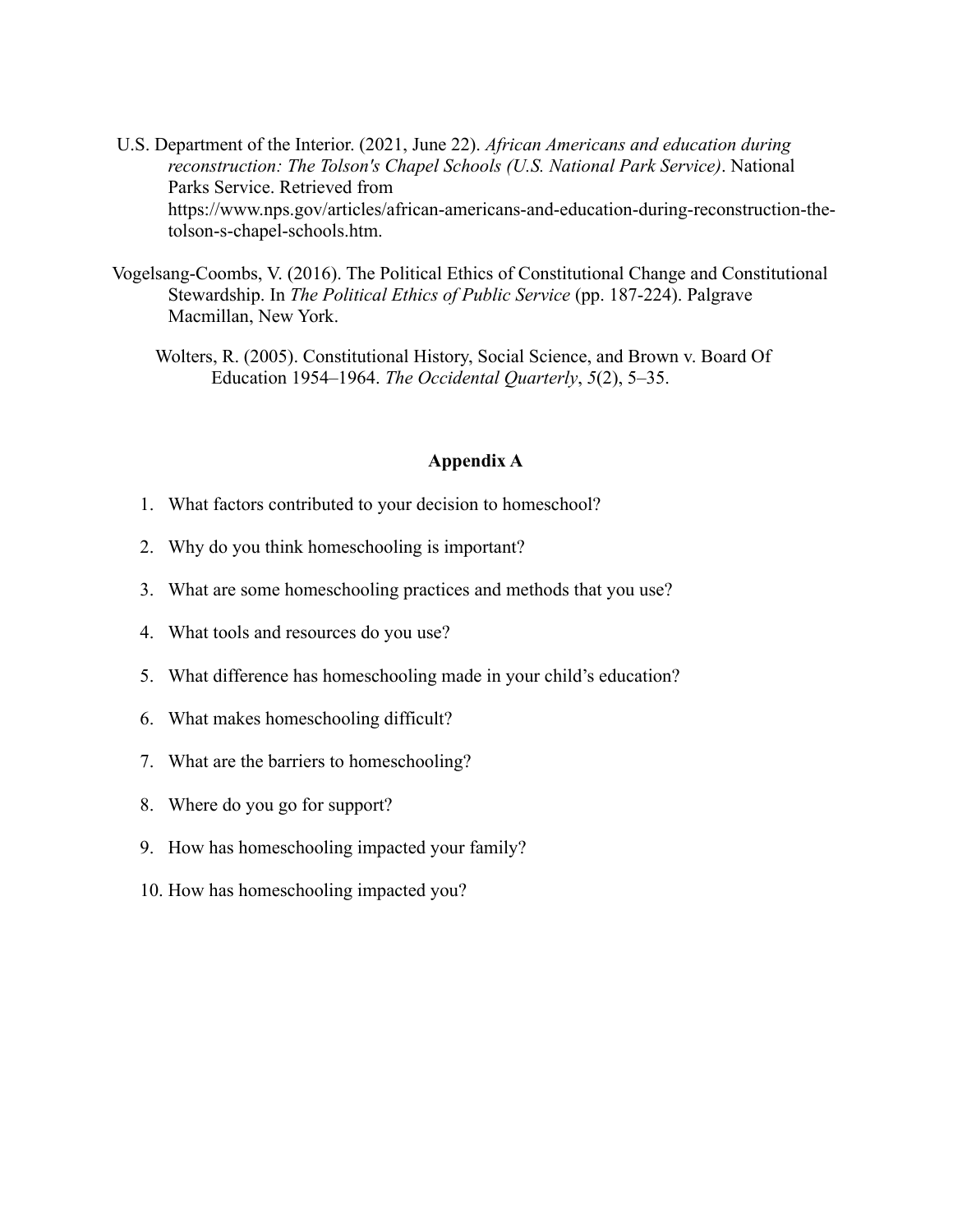U.S. Department of the Interior. (2021, June 22). *African Americans and education during reconstruction: The Tolson's Chapel Schools (U.S. National Park Service)*. National Parks Service. Retrieved from https://www.nps.gov/articles/african-americans-and-education-during-reconstruction-the-tolson-s-chapel-schools.htm.

Vogelsang-Coombs, V. (2016). The Political Ethics of Constitutional Change and Constitutional Stewardship. In *The Political Ethics of Public Service* (pp. 187-224). Palgrave Macmillan, New York.

Wolters, R. (2005). Constitutional History, Social Science, and Brown v. Board Of Education 1954–1964. *The Occidental Quarterly*, *5*(2), 5–35.

## Appendix A

1. What factors contributed to your decision to homeschool?
2. Why do you think homeschooling is important?
3. What are some homeschooling practices and methods that you use?
4. What tools and resources do you use?
5. What difference has homeschooling made in your child's education?
6. What makes homeschooling difficult?
7. What are the barriers to homeschooling?
8. Where do you go for support?
9. How has homeschooling impacted your family?
10. How has homeschooling impacted you?